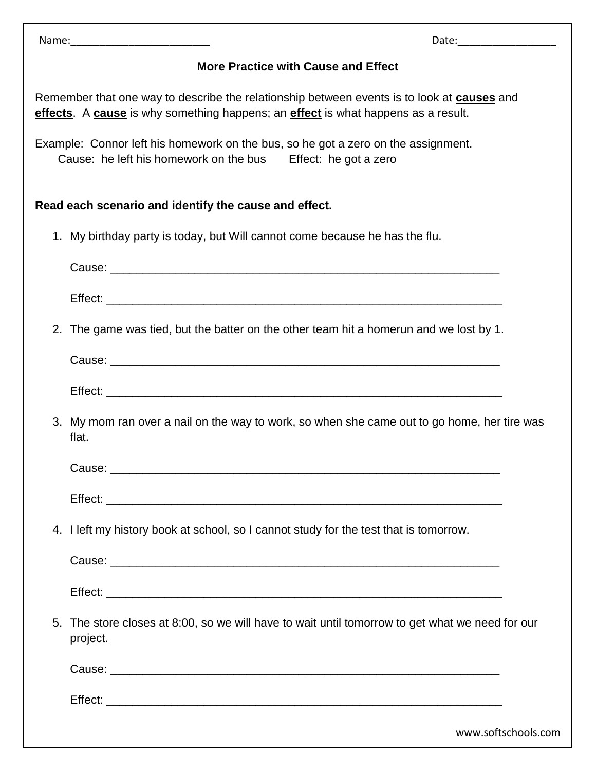Name:_________________________ Date:_________________

## More Practice with Cause and Effect

Remember that one way to describe the relationship between events is to look at **causes** and **effects**. A **cause** is why something happens; an **effect** is what happens as a result.

Example: Connor left his homework on the bus, so he got a zero on the assignment.
Cause: he left his homework on the bus Effect: he got a zero

**Read each scenario and identify the cause and effect.**

1. My birthday party is today, but Will cannot come because he has the flu.

   Cause: ____________________________________________________________

   Effect: ____________________________________________________________

2. The game was tied, but the batter on the other team hit a homerun and we lost by 1.

   Cause: ____________________________________________________________

   Effect: ____________________________________________________________

3. My mom ran over a nail on the way to work, so when she came out to go home, her tire was flat.

   Cause: ____________________________________________________________

   Effect: ____________________________________________________________

4. I left my history book at school, so I cannot study for the test that is tomorrow.

   Cause: ____________________________________________________________

   Effect: ____________________________________________________________

5. The store closes at 8:00, so we will have to wait until tomorrow to get what we need for our project.

   Cause: ____________________________________________________________

   Effect: ____________________________________________________________

www.softschools.com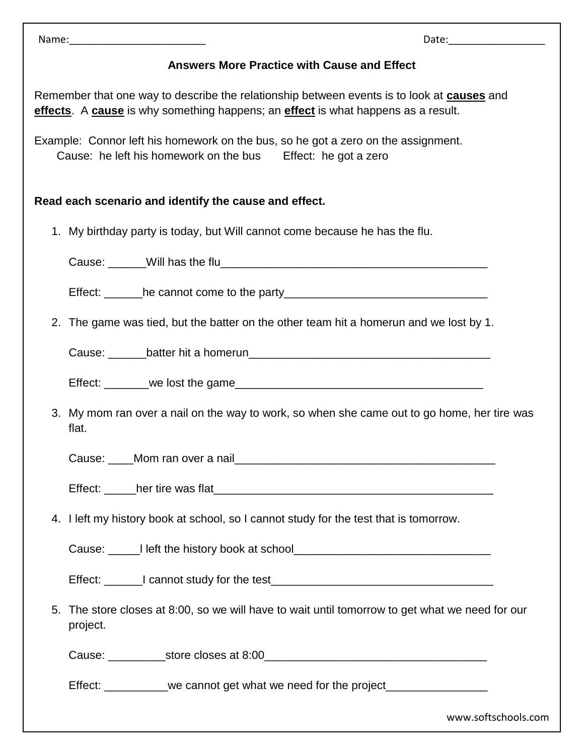Name:_________________________ Date:__________________

## Answers More Practice with Cause and Effect

Remember that one way to describe the relationship between events is to look at **causes** and **effects**. A **cause** is why something happens; an **effect** is what happens as a result.

Example: Connor left his homework on the bus, so he got a zero on the assignment.
Cause: he left his homework on the bus  Effect: he got a zero

**Read each scenario and identify the cause and effect.**

1. My birthday party is today, but Will cannot come because he has the flu.

   Cause: ______Will has the flu_____________________________________________

   Effect: ______he cannot come to the party_________________________________

2. The game was tied, but the batter on the other team hit a homerun and we lost by 1.

   Cause: ______batter hit a homerun_______________________________________

   Effect: _______we lost the game__________________________________________

3. My mom ran over a nail on the way to work, so when she came out to go home, her tire was flat.

   Cause: ____Mom ran over a nail__________________________________________

   Effect: _____her tire was flat_____________________________________________

4. I left my history book at school, so I cannot study for the test that is tomorrow.

   Cause: _____I left the history book at school________________________________

   Effect: ______I cannot study for the test____________________________________

5. The store closes at 8:00, so we will have to wait until tomorrow to get what we need for our project.

   Cause: _________store closes at 8:00____________________________________

   Effect: __________we cannot get what we need for the project________________

www.softschools.com